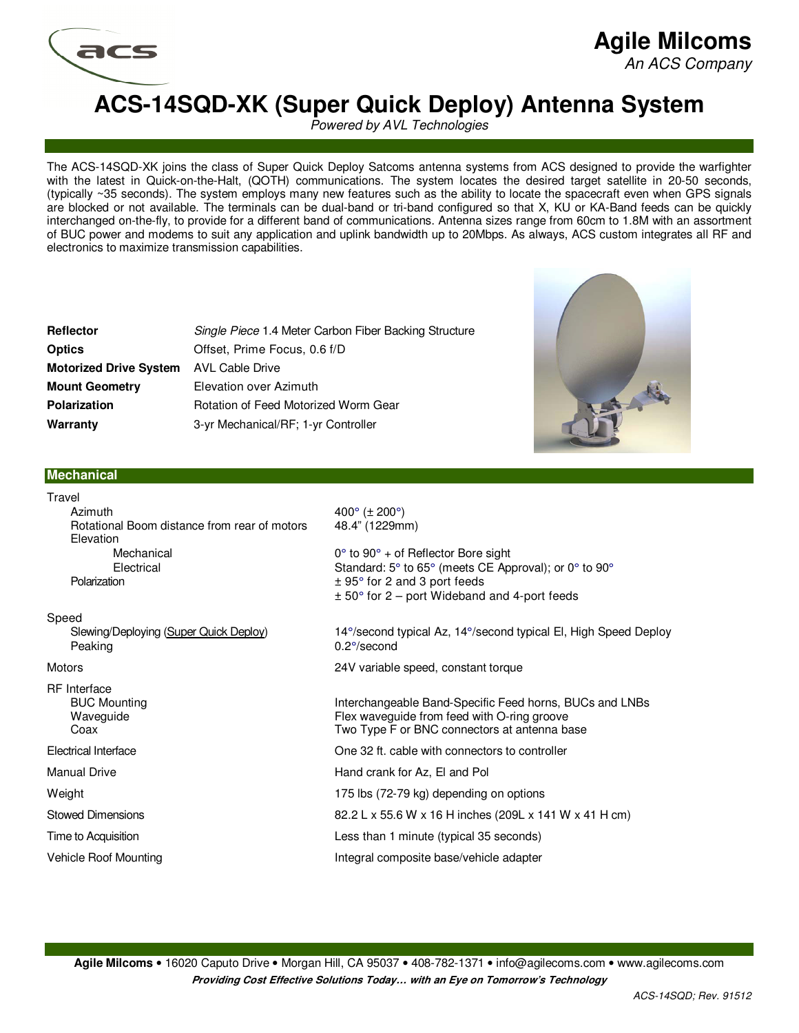# Agile Milcoms

*An ACS Company*

# ACS-14SQD-XK (Super Quick Deploy) Antenna System

*Powered by AVL Technologies*

The ACS-14SQD-XK joins the class of Super Quick Deploy Satcoms antenna systems from ACS designed to provide the warfighter with the latest in Quick-on-the-Halt, (QOTH) communications. The system locates the desired target satellite in 20-50 seconds, (typically ~35 seconds). The system employs many new features such as the ability to locate the spacecraft even when GPS signals are blocked or not available. The terminals can be dual-band or tri-band configured so that X, KU or KA-Band feeds can be quickly interchanged on-the-fly, to provide for a different band of communications. Antenna sizes range from 60cm to 1.8M with an assortment of BUC power and modems to suit any application and uplink bandwidth up to 20Mbps. As always, ACS custom integrates all RF and electronics to maximize transmission capabilities.

| | |
|---|---|
| **Reflector** | *Single Piece* 1.4 Meter Carbon Fiber Backing Structure |
| **Optics** | Offset, Prime Focus, 0.6 f/D |
| **Motorized Drive System** | AVL Cable Drive |
| **Mount Geometry** | Elevation over Azimuth |
| **Polarization** | Rotation of Feed Motorized Worm Gear |
| **Warranty** | 3-yr Mechanical/RF; 1-yr Controller |

## Mechanical

| | |
|---|---|
| Travel | |
| Azimuth | 400° (± 200°) |
| Rotational Boom distance from rear of motors | 48.4" (1229mm) |
| Elevation | |
| Mechanical | 0° to 90° + of Reflector Bore sight |
| Electrical | Standard: 5° to 65° (meets CE Approval); or 0° to 90° |
| Polarization | ± 95° for 2 and 3 port feeds<br>± 50° for 2 – port Wideband and 4-port feeds |
| Speed | |
| Slewing/Deploying (Super Quick Deploy) | 14°/second typical Az, 14°/second typical El, High Speed Deploy |
| Peaking | 0.2°/second |
| Motors | 24V variable speed, constant torque |
| RF Interface | |
| BUC Mounting | Interchangeable Band-Specific Feed horns, BUCs and LNBs |
| Waveguide | Flex waveguide from feed with O-ring groove |
| Coax | Two Type F or BNC connectors at antenna base |
| Electrical Interface | One 32 ft. cable with connectors to controller |
| Manual Drive | Hand crank for Az, El and Pol |
| Weight | 175 lbs (72-79 kg) depending on options |
| Stowed Dimensions | 82.2 L x 55.6 W x 16 H inches (209L x 141 W x 41 H cm) |
| Time to Acquisition | Less than 1 minute (typical 35 seconds) |
| Vehicle Roof Mounting | Integral composite base/vehicle adapter |

**Agile Milcoms** • 16020 Caputo Drive • Morgan Hill, CA 95037 • 408-782-1371 • info@agilecoms.com • www.agilecoms.com

***Providing Cost Effective Solutions Today… with an Eye on Tomorrow's Technology***

*ACS-14SQD; Rev. 91512*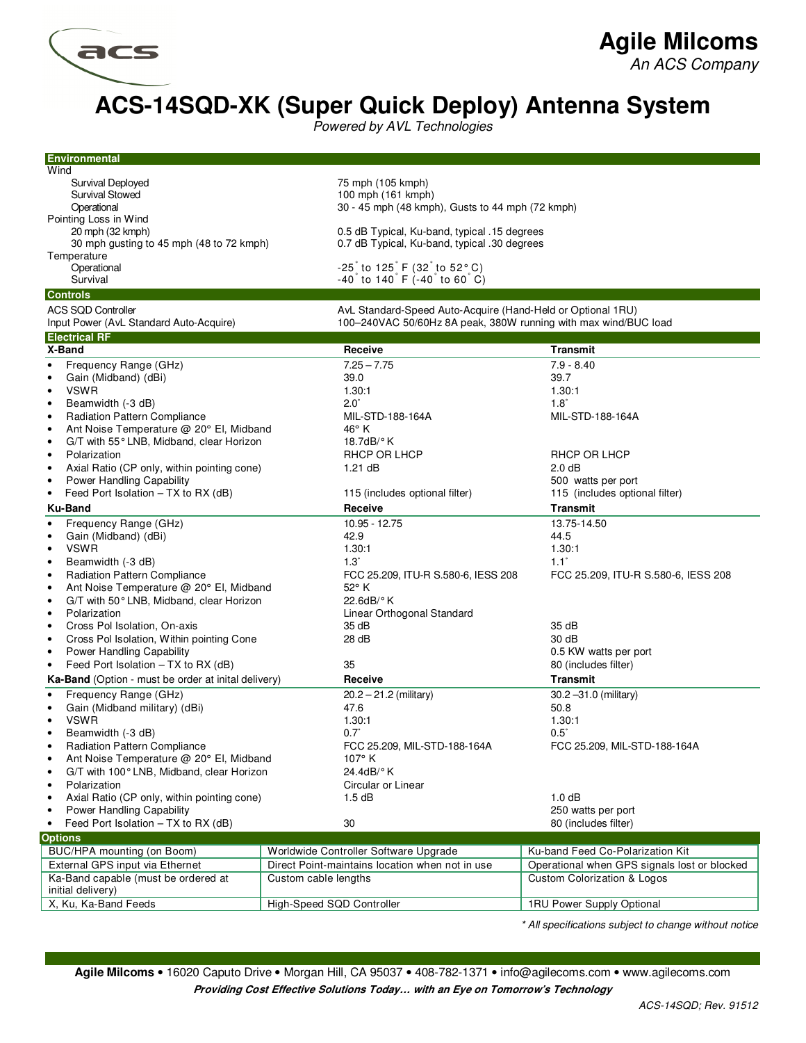# Agile Milcoms

*An ACS Company*

# ACS-14SQD-XK (Super Quick Deploy) Antenna System

*Powered by AVL Technologies*

## Environmental

| | |
|---|---|
| **Wind** | |
| Survival Deployed | 75 mph (105 kmph) |
| Survival Stowed | 100 mph (161 kmph) |
| Operational | 30 - 45 mph (48 kmph), Gusts to 44 mph (72 kmph) |
| **Pointing Loss in Wind** | |
| 20 mph (32 kmph) | 0.5 dB Typical, Ku-band, typical .15 degrees |
| 30 mph gusting to 45 mph (48 to 72 kmph) | 0.7 dB Typical, Ku-band, typical .30 degrees |
| **Temperature** | |
| Operational | -25° to 125° F (32° to 52° C) |
| Survival | -40° to 140° F (-40° to 60° C) |

## Controls

| | |
|---|---|
| ACS SQD Controller | AvL Standard-Speed Auto-Acquire (Hand-Held or Optional 1RU) |
| Input Power (AvL Standard Auto-Acquire) | 100–240VAC 50/60Hz 8A peak, 380W running with max wind/BUC load |

## Electrical RF

| X-Band | Receive | Transmit |
|---|---|---|
| • Frequency Range (GHz) | 7.25 – 7.75 | 7.9 - 8.40 |
| • Gain (Midband) (dBi) | 39.0 | 39.7 |
| • VSWR | 1.30:1 | 1.30:1 |
| • Beamwidth (-3 dB) | 2.0° | 1.8° |
| • Radiation Pattern Compliance | MIL-STD-188-164A | MIL-STD-188-164A |
| • Ant Noise Temperature @ 20° El, Midband | 46° K | |
| • G/T with 55° LNB, Midband, clear Horizon | 18.7dB/° K | |
| • Polarization | RHCP OR LHCP | RHCP OR LHCP |
| • Axial Ratio (CP only, within pointing cone) | 1.21 dB | 2.0 dB |
| • Power Handling Capability | | 500 watts per port |
| • Feed Port Isolation – TX to RX (dB) | 115 (includes optional filter) | 115 (includes optional filter) |

| Ku-Band | Receive | Transmit |
|---|---|---|
| • Frequency Range (GHz) | 10.95 - 12.75 | 13.75-14.50 |
| • Gain (Midband) (dBi) | 42.9 | 44.5 |
| • VSWR | 1.30:1 | 1.30:1 |
| • Beamwidth (-3 dB) | 1.3° | 1.1° |
| • Radiation Pattern Compliance | FCC 25.209, ITU-R S.580-6, IESS 208 | FCC 25.209, ITU-R S.580-6, IESS 208 |
| • Ant Noise Temperature @ 20° El, Midband | 52° K | |
| • G/T with 50° LNB, Midband, clear Horizon | 22.6dB/° K | |
| • Polarization | Linear Orthogonal Standard | |
| • Cross Pol Isolation, On-axis | 35 dB | 35 dB |
| • Cross Pol Isolation, Within pointing Cone | 28 dB | 30 dB |
| • Power Handling Capability | | 0.5 KW watts per port |
| • Feed Port Isolation – TX to RX (dB) | 35 | 80 (includes filter) |

| **Ka-Band** (Option - must be order at inital delivery) | Receive | Transmit |
|---|---|---|
| • Frequency Range (GHz) | 20.2 – 21.2 (military) | 30.2 –31.0 (military) |
| • Gain (Midband military) (dBi) | 47.6 | 50.8 |
| • VSWR | 1.30:1 | 1.30:1 |
| • Beamwidth (-3 dB) | 0.7° | 0.5° |
| • Radiation Pattern Compliance | FCC 25.209, MIL-STD-188-164A | FCC 25.209, MIL-STD-188-164A |
| • Ant Noise Temperature @ 20° El, Midband | 107° K | |
| • G/T with 100° LNB, Midband, clear Horizon | 24.4dB/° K | |
| • Polarization | Circular or Linear | |
| • Axial Ratio (CP only, within pointing cone) | 1.5 dB | 1.0 dB |
| • Power Handling Capability | | 250 watts per port |
| • Feed Port Isolation – TX to RX (dB) | 30 | 80 (includes filter) |

## Options

| | | |
|---|---|---|
| BUC/HPA mounting (on Boom) | Worldwide Controller Software Upgrade | Ku-band Feed Co-Polarization Kit |
| External GPS input via Ethernet | Direct Point-maintains location when not in use | Operational when GPS signals lost or blocked |
| Ka-Band capable (must be ordered at initial delivery) | Custom cable lengths | Custom Colorization & Logos |
| X, Ku, Ka-Band Feeds | High-Speed SQD Controller | 1RU Power Supply Optional |

*\* All specifications subject to change without notice*

**Agile Milcoms** • 16020 Caputo Drive • Morgan Hill, CA 95037 • 408-782-1371 • info@agilecoms.com • www.agilecoms.com

***Providing Cost Effective Solutions Today… with an Eye on Tomorrow's Technology***

*ACS-14SQD; Rev. 91512*